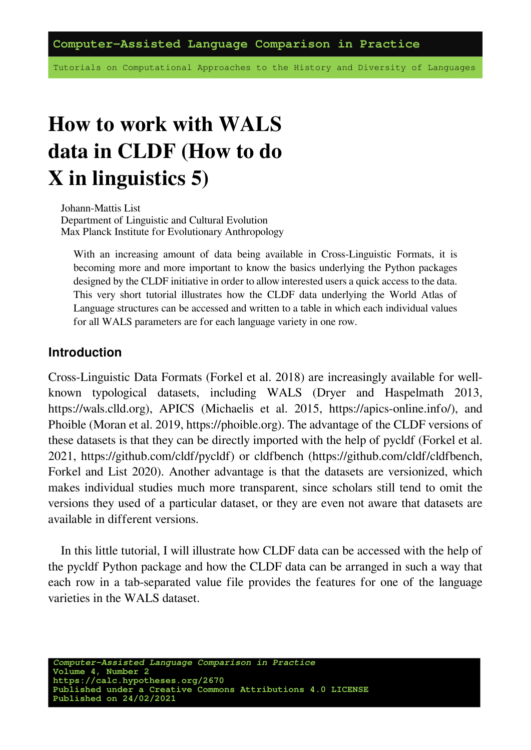Computer-Assisted Language Comparison in Practice

Tutorials on Computational Approaches to the History and Diversity of Languages

# How to work with WALS data in CLDF (How to do X in linguistics 5)

Johann-Mattis List
Department of Linguistic and Cultural Evolution
Max Planck Institute for Evolutionary Anthropology

With an increasing amount of data being available in Cross-Linguistic Formats, it is becoming more and more important to know the basics underlying the Python packages designed by the CLDF initiative in order to allow interested users a quick access to the data. This very short tutorial illustrates how the CLDF data underlying the World Atlas of Language structures can be accessed and written to a table in which each individual values for all WALS parameters are for each language variety in one row.

## Introduction

Cross-Linguistic Data Formats (Forkel et al. 2018) are increasingly available for well-known typological datasets, including WALS (Dryer and Haspelmath 2013, https://wals.clld.org), APICS (Michaelis et al. 2015, https://apics-online.info/), and Phoible (Moran et al. 2019, https://phoible.org). The advantage of the CLDF versions of these datasets is that they can be directly imported with the help of pycldf (Forkel et al. 2021, https://github.com/cldf/pycldf) or cldfbench (https://github.com/cldf/cldfbench, Forkel and List 2020). Another advantage is that the datasets are versionized, which makes individual studies much more transparent, since scholars still tend to omit the versions they used of a particular dataset, or they are even not aware that datasets are available in different versions.

In this little tutorial, I will illustrate how CLDF data can be accessed with the help of the pycldf Python package and how the CLDF data can be arranged in such a way that each row in a tab-separated value file provides the features for one of the language varieties in the WALS dataset.

*Computer-Assisted Language Comparison in Practice*
Volume 4, Number 2
https://calc.hypotheses.org/2670
Published under a Creative Commons Attributions 4.0 LICENSE
Published on 24/02/2021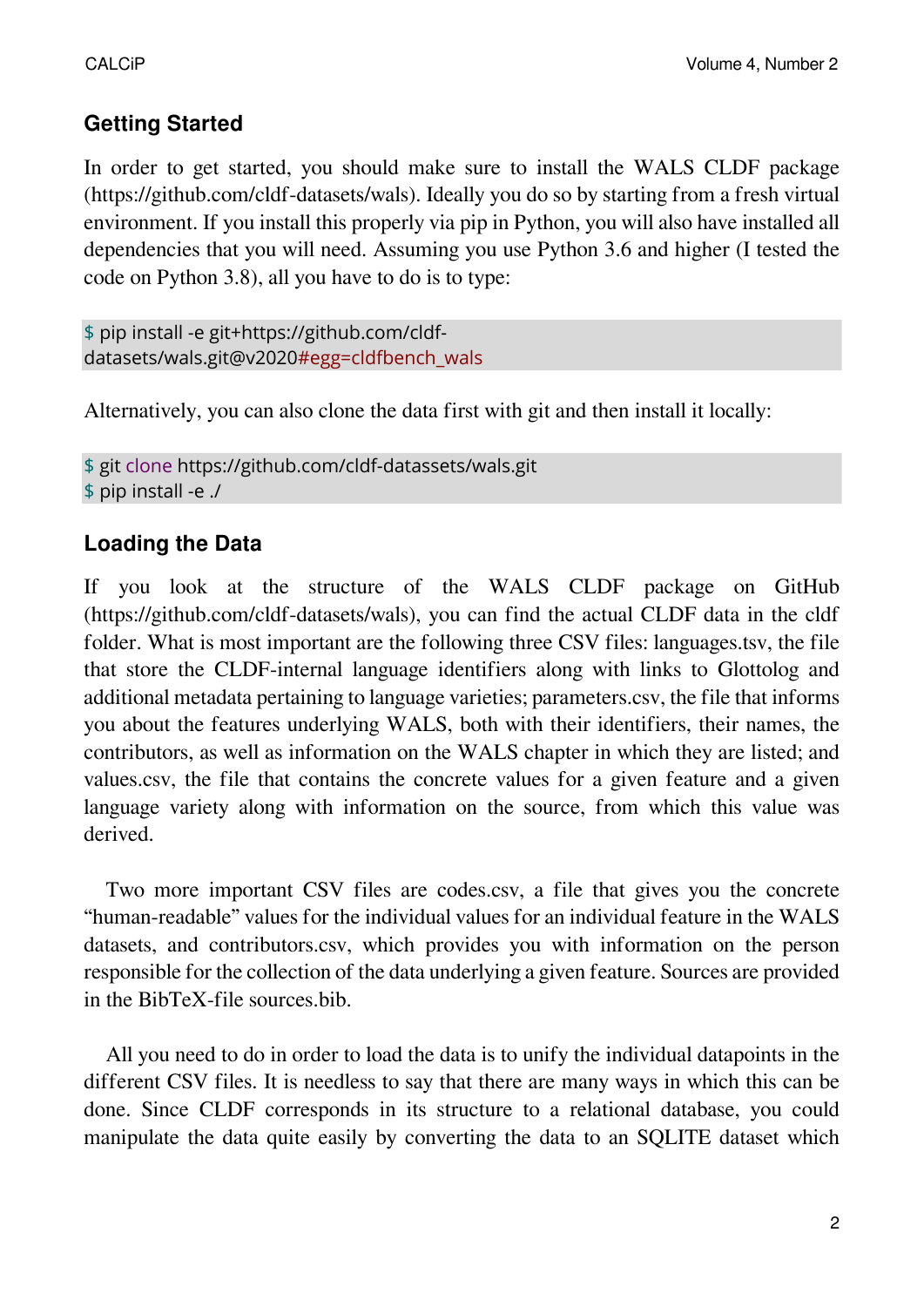## Getting Started

In order to get started, you should make sure to install the WALS CLDF package (https://github.com/cldf-datasets/wals). Ideally you do so by starting from a fresh virtual environment. If you install this properly via pip in Python, you will also have installed all dependencies that you will need. Assuming you use Python 3.6 and higher (I tested the code on Python 3.8), all you have to do is to type:

```
$ pip install -e git+https://github.com/cldf-
datasets/wals.git@v2020#egg=cldfbench_wals
```

Alternatively, you can also clone the data first with git and then install it locally:

```
$ git clone https://github.com/cldf-datassets/wals.git
$ pip install -e ./
```

## Loading the Data

If you look at the structure of the WALS CLDF package on GitHub (https://github.com/cldf-datasets/wals), you can find the actual CLDF data in the cldf folder. What is most important are the following three CSV files: languages.tsv, the file that store the CLDF-internal language identifiers along with links to Glottolog and additional metadata pertaining to language varieties; parameters.csv, the file that informs you about the features underlying WALS, both with their identifiers, their names, the contributors, as well as information on the WALS chapter in which they are listed; and values.csv, the file that contains the concrete values for a given feature and a given language variety along with information on the source, from which this value was derived.

Two more important CSV files are codes.csv, a file that gives you the concrete “human-readable” values for the individual values for an individual feature in the WALS datasets, and contributors.csv, which provides you with information on the person responsible for the collection of the data underlying a given feature. Sources are provided in the BibTeX-file sources.bib.

All you need to do in order to load the data is to unify the individual datapoints in the different CSV files. It is needless to say that there are many ways in which this can be done. Since CLDF corresponds in its structure to a relational database, you could manipulate the data quite easily by converting the data to an SQLITE dataset which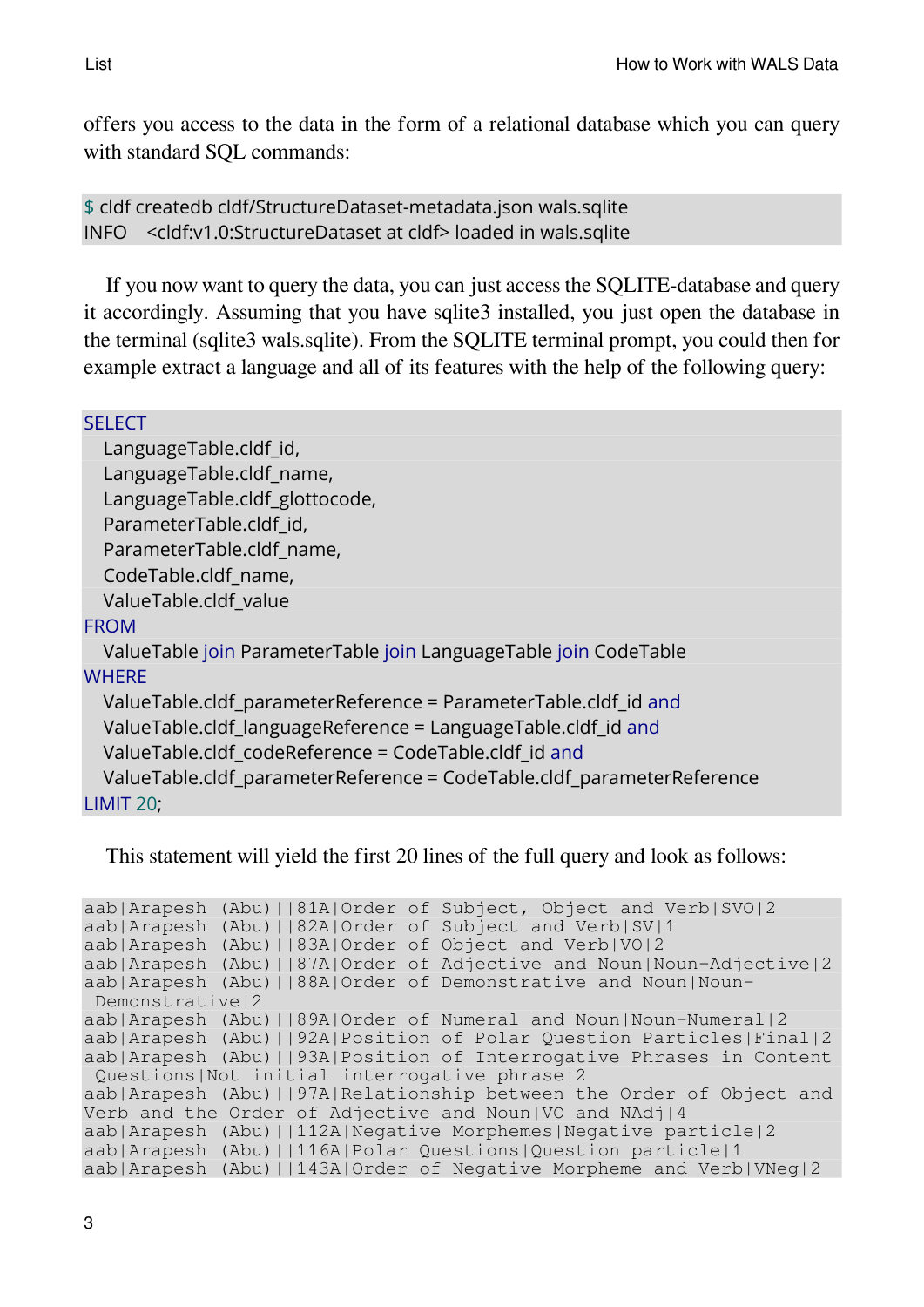offers you access to the data in the form of a relational database which you can query with standard SQL commands:

```
$ cldf createdb cldf/StructureDataset-metadata.json wals.sqlite
INFO    <cldf:v1.0:StructureDataset at cldf> loaded in wals.sqlite
```

If you now want to query the data, you can just access the SQLITE-database and query it accordingly. Assuming that you have sqlite3 installed, you just open the database in the terminal (sqlite3 wals.sqlite). From the SQLITE terminal prompt, you could then for example extract a language and all of its features with the help of the following query:

```sql
SELECT
  LanguageTable.cldf_id,
  LanguageTable.cldf_name,
  LanguageTable.cldf_glottocode,
  ParameterTable.cldf_id,
  ParameterTable.cldf_name,
  CodeTable.cldf_name,
  ValueTable.cldf_value
FROM
  ValueTable join ParameterTable join LanguageTable join CodeTable
WHERE
  ValueTable.cldf_parameterReference = ParameterTable.cldf_id and
  ValueTable.cldf_languageReference = LanguageTable.cldf_id and
  ValueTable.cldf_codeReference = CodeTable.cldf_id and
  ValueTable.cldf_parameterReference = CodeTable.cldf_parameterReference
LIMIT 20;
```

This statement will yield the first 20 lines of the full query and look as follows:

```
aab|Arapesh (Abu)||81A|Order of Subject, Object and Verb|SVO|2
aab|Arapesh (Abu)||82A|Order of Subject and Verb|SV|1
aab|Arapesh (Abu)||83A|Order of Object and Verb|VO|2
aab|Arapesh (Abu)||87A|Order of Adjective and Noun|Noun-Adjective|2
aab|Arapesh (Abu)||88A|Order of Demonstrative and Noun|Noun-
 Demonstrative|2
aab|Arapesh (Abu)||89A|Order of Numeral and Noun|Noun-Numeral|2
aab|Arapesh (Abu)||92A|Position of Polar Question Particles|Final|2
aab|Arapesh (Abu)||93A|Position of Interrogative Phrases in Content
 Questions|Not initial interrogative phrase|2
aab|Arapesh (Abu)||97A|Relationship between the Order of Object and
Verb and the Order of Adjective and Noun|VO and NAdj|4
aab|Arapesh (Abu)||112A|Negative Morphemes|Negative particle|2
aab|Arapesh (Abu)||116A|Polar Questions|Question particle|1
aab|Arapesh (Abu)||143A|Order of Negative Morpheme and Verb|VNeg|2
```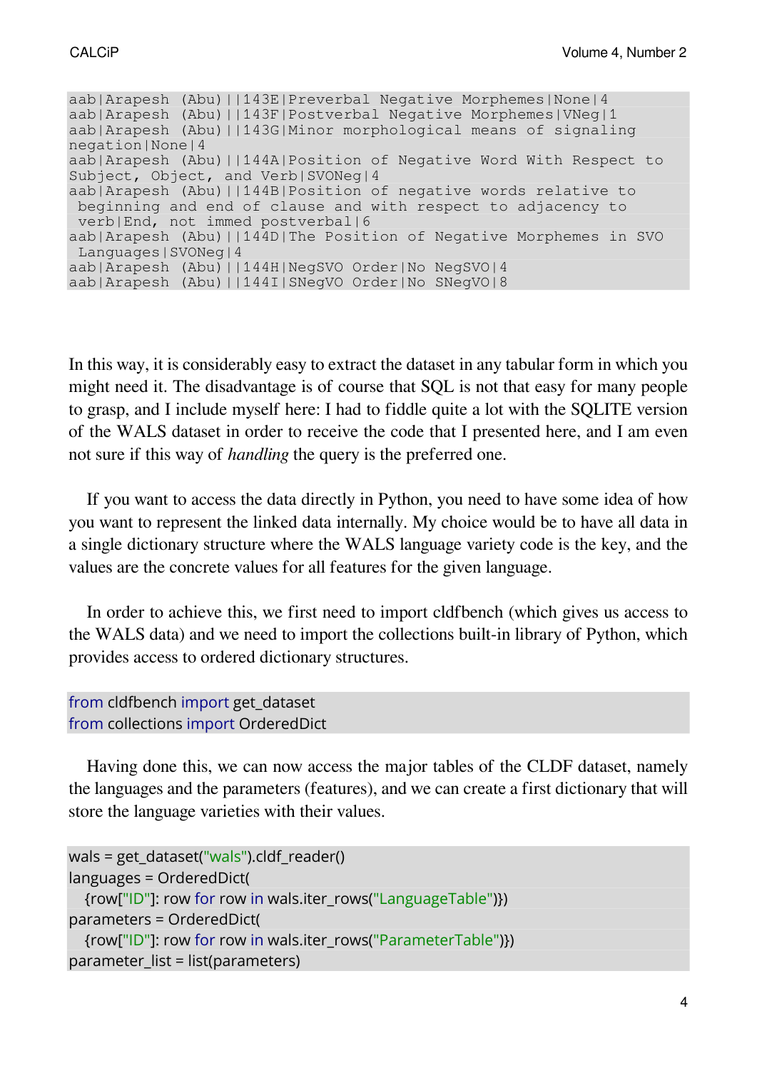```
aab|Arapesh (Abu)||143E|Preverbal Negative Morphemes|None|4
aab|Arapesh (Abu)||143F|Postverbal Negative Morphemes|VNeg|1
aab|Arapesh (Abu)||143G|Minor morphological means of signaling
negation|None|4
aab|Arapesh (Abu)||144A|Position of Negative Word With Respect to
Subject, Object, and Verb|SVONeg|4
aab|Arapesh (Abu)||144B|Position of negative words relative to
 beginning and end of clause and with respect to adjacency to
 verb|End, not immed postverbal|6
aab|Arapesh (Abu)||144D|The Position of Negative Morphemes in SVO
 Languages|SVONeg|4
aab|Arapesh (Abu)||144H|NegSVO Order|No NegSVO|4
aab|Arapesh (Abu)||144I|SNegVO Order|No SNegVO|8
```

In this way, it is considerably easy to extract the dataset in any tabular form in which you might need it. The disadvantage is of course that SQL is not that easy for many people to grasp, and I include myself here: I had to fiddle quite a lot with the SQLITE version of the WALS dataset in order to receive the code that I presented here, and I am even not sure if this way of *handling* the query is the preferred one.

If you want to access the data directly in Python, you need to have some idea of how you want to represent the linked data internally. My choice would be to have all data in a single dictionary structure where the WALS language variety code is the key, and the values are the concrete values for all features for the given language.

In order to achieve this, we first need to import cldfbench (which gives us access to the WALS data) and we need to import the collections built-in library of Python, which provides access to ordered dictionary structures.

```
from cldfbench import get_dataset
from collections import OrderedDict
```

Having done this, we can now access the major tables of the CLDF dataset, namely the languages and the parameters (features), and we can create a first dictionary that will store the language varieties with their values.

```
wals = get_dataset("wals").cldf_reader()
languages = OrderedDict(
  {row["ID"]: row for row in wals.iter_rows("LanguageTable")})
parameters = OrderedDict(
  {row["ID"]: row for row in wals.iter_rows("ParameterTable")})
parameter_list = list(parameters)
```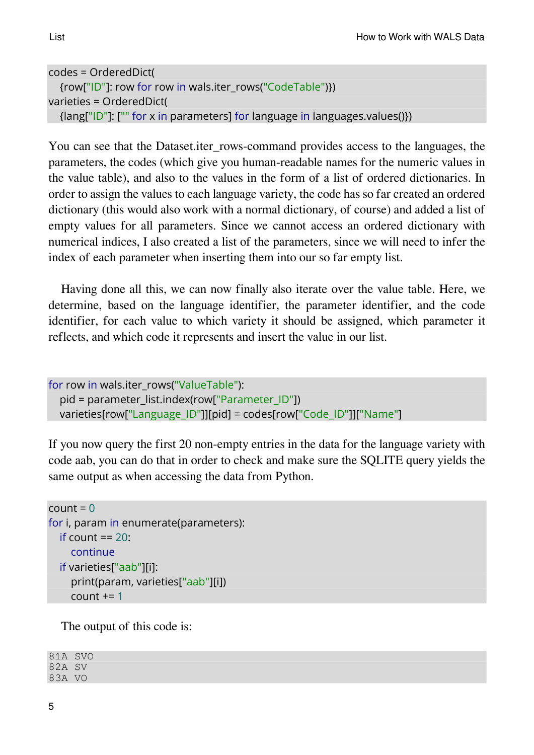```
codes = OrderedDict(
  {row["ID"]: row for row in wals.iter_rows("CodeTable")})
varieties = OrderedDict(
  {lang["ID"]: ["" for x in parameters] for language in languages.values()})
```

You can see that the Dataset.iter_rows-command provides access to the languages, the parameters, the codes (which give you human-readable names for the numeric values in the value table), and also to the values in the form of a list of ordered dictionaries. In order to assign the values to each language variety, the code has so far created an ordered dictionary (this would also work with a normal dictionary, of course) and added a list of empty values for all parameters. Since we cannot access an ordered dictionary with numerical indices, I also created a list of the parameters, since we will need to infer the index of each parameter when inserting them into our so far empty list.

Having done all this, we can now finally also iterate over the value table. Here, we determine, based on the language identifier, the parameter identifier, and the code identifier, for each value to which variety it should be assigned, which parameter it reflects, and which code it represents and insert the value in our list.

```
for row in wals.iter_rows("ValueTable"):
  pid = parameter_list.index(row["Parameter_ID"])
  varieties[row["Language_ID"]][pid] = codes[row["Code_ID"]]["Name"]
```

If you now query the first 20 non-empty entries in the data for the language variety with code aab, you can do that in order to check and make sure the SQLITE query yields the same output as when accessing the data from Python.

```
count = 0
for i, param in enumerate(parameters):
  if count == 20:
    continue
  if varieties["aab"][i]:
    print(param, varieties["aab"][i])
    count += 1
```

The output of this code is:

```
81A  SVO
82A  SV
83A  VO
```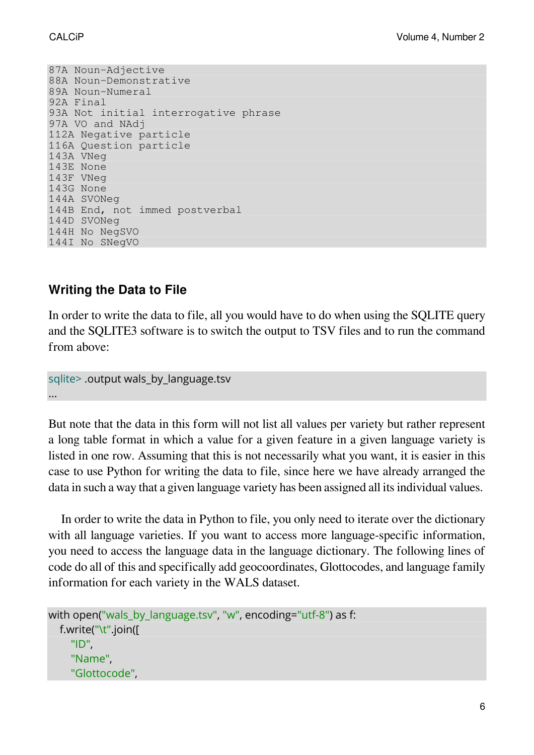```
87A Noun-Adjective
88A Noun-Demonstrative
89A Noun-Numeral
92A Final
93A Not initial interrogative phrase
97A VO and NAdj
112A Negative particle
116A Question particle
143A VNeg
143E None
143F VNeg
143G None
144A SVONeg
144B End, not immed postverbal
144D SVONeg
144H No NegSVO
144I No SNegVO
```

## Writing the Data to File

In order to write the data to file, all you would have to do when using the SQLITE query and the SQLITE3 software is to switch the output to TSV files and to run the command from above:

```
sqlite> .output wals_by_language.tsv
...
```

But note that the data in this form will not list all values per variety but rather represent a long table format in which a value for a given feature in a given language variety is listed in one row. Assuming that this is not necessarily what you want, it is easier in this case to use Python for writing the data to file, since here we have already arranged the data in such a way that a given language variety has been assigned all its individual values.

In order to write the data in Python to file, you only need to iterate over the dictionary with all language varieties. If you want to access more language-specific information, you need to access the language data in the language dictionary. The following lines of code do all of this and specifically add geocoordinates, Glottocodes, and language family information for each variety in the WALS dataset.

```
with open("wals_by_language.tsv", "w", encoding="utf-8") as f:
    f.write("\t".join([
        "ID",
        "Name",
        "Glottocode",
```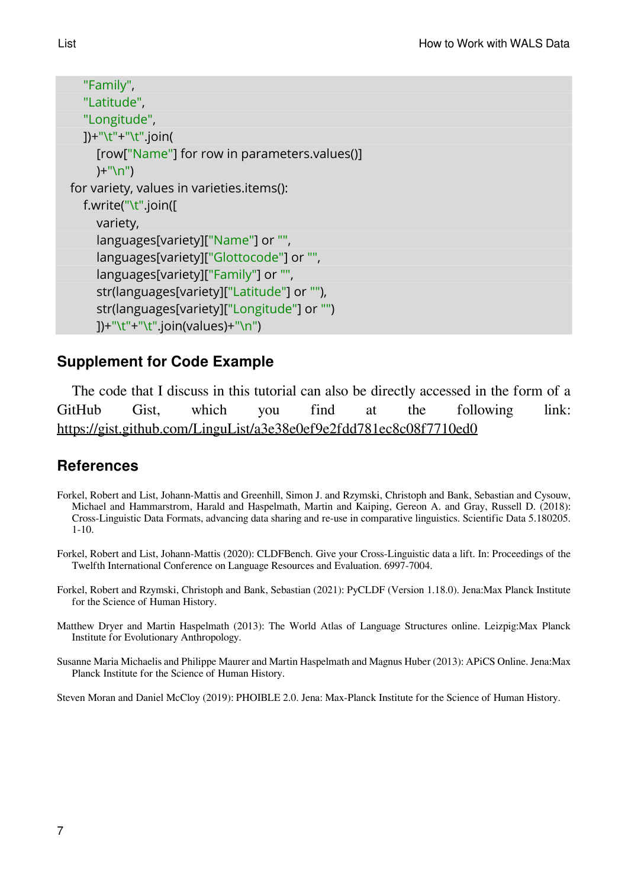```
        "Family",
        "Latitude",
        "Longitude",
        ])+"\t"+"\t".join(
            [row["Name"] for row in parameters.values()]
            )+"\n")
    for variety, values in varieties.items():
        f.write("\t".join([
            variety,
            languages[variety]["Name"] or "",
            languages[variety]["Glottocode"] or "",
            languages[variety]["Family"] or "",
            str(languages[variety]["Latitude"] or ""),
            str(languages[variety]["Longitude"] or "")
            ])+"\t"+"\t".join(values)+"\n")
```

## Supplement for Code Example

The code that I discuss in this tutorial can also be directly accessed in the form of a GitHub Gist, which you find at the following link: https://gist.github.com/LinguList/a3e38e0ef9e2fdd781ec8c08f7710ed0

## References

Forkel, Robert and List, Johann-Mattis and Greenhill, Simon J. and Rzymski, Christoph and Bank, Sebastian and Cysouw, Michael and Hammarstrom, Harald and Haspelmath, Martin and Kaiping, Gereon A. and Gray, Russell D. (2018): Cross-Linguistic Data Formats, advancing data sharing and re-use in comparative linguistics. Scientific Data 5.180205. 1-10.

Forkel, Robert and List, Johann-Mattis (2020): CLDFBench. Give your Cross-Linguistic data a lift. In: Proceedings of the Twelfth International Conference on Language Resources and Evaluation. 6997-7004.

Forkel, Robert and Rzymski, Christoph and Bank, Sebastian (2021): PyCLDF (Version 1.18.0). Jena:Max Planck Institute for the Science of Human History.

Matthew Dryer and Martin Haspelmath (2013): The World Atlas of Language Structures online. Leizpig:Max Planck Institute for Evolutionary Anthropology.

Susanne Maria Michaelis and Philippe Maurer and Martin Haspelmath and Magnus Huber (2013): APiCS Online. Jena:Max Planck Institute for the Science of Human History.

Steven Moran and Daniel McCloy (2019): PHOIBLE 2.0. Jena: Max-Planck Institute for the Science of Human History.